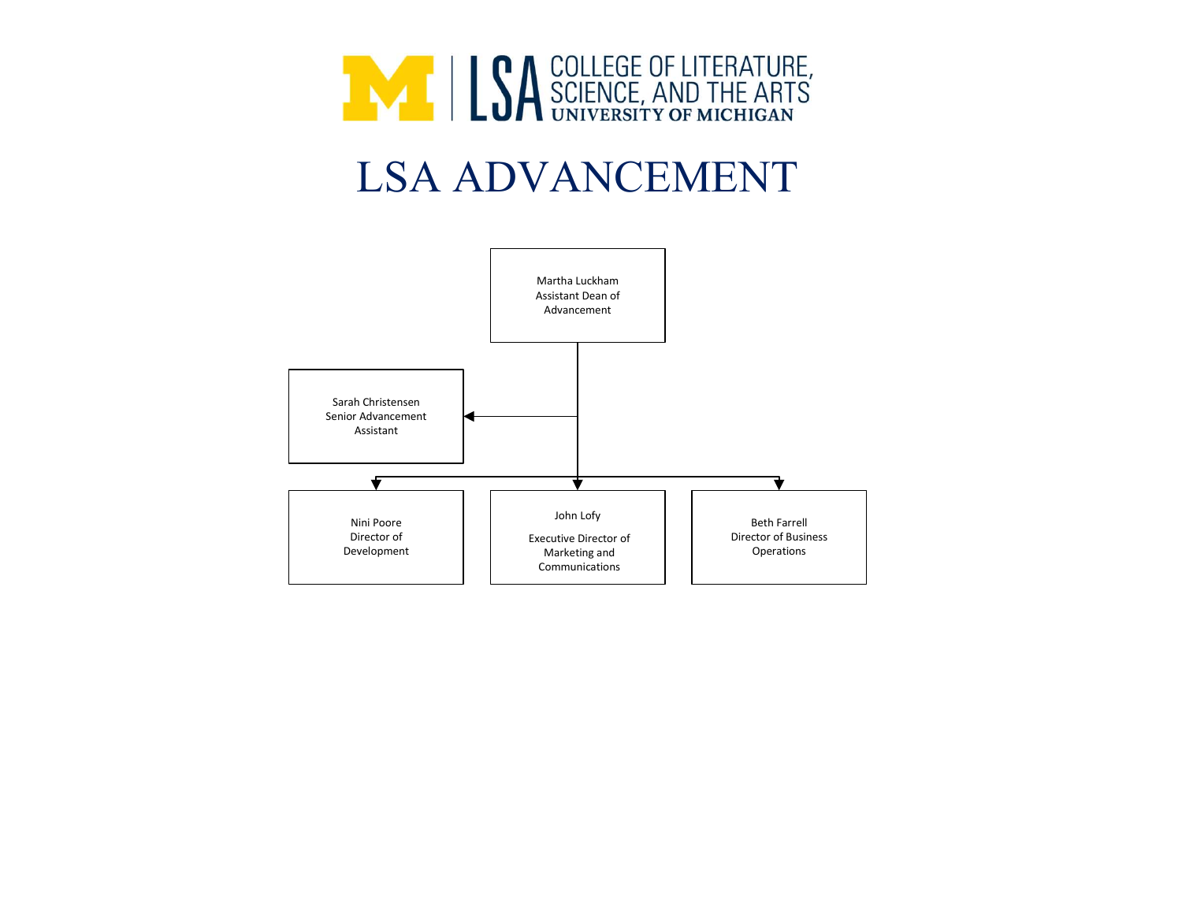COLLEGE OF LITERATURE, SCIENCE, AND THE ARTS
UNIVERSITY OF MICHIGAN

# LSA ADVANCEMENT

- Martha Luckham, Assistant Dean of Advancement
  - Sarah Christensen, Senior Advancement Assistant
  - Nini Poore, Director of Development
  - John Lofy, Executive Director of Marketing and Communications
  - Beth Farrell, Director of Business Operations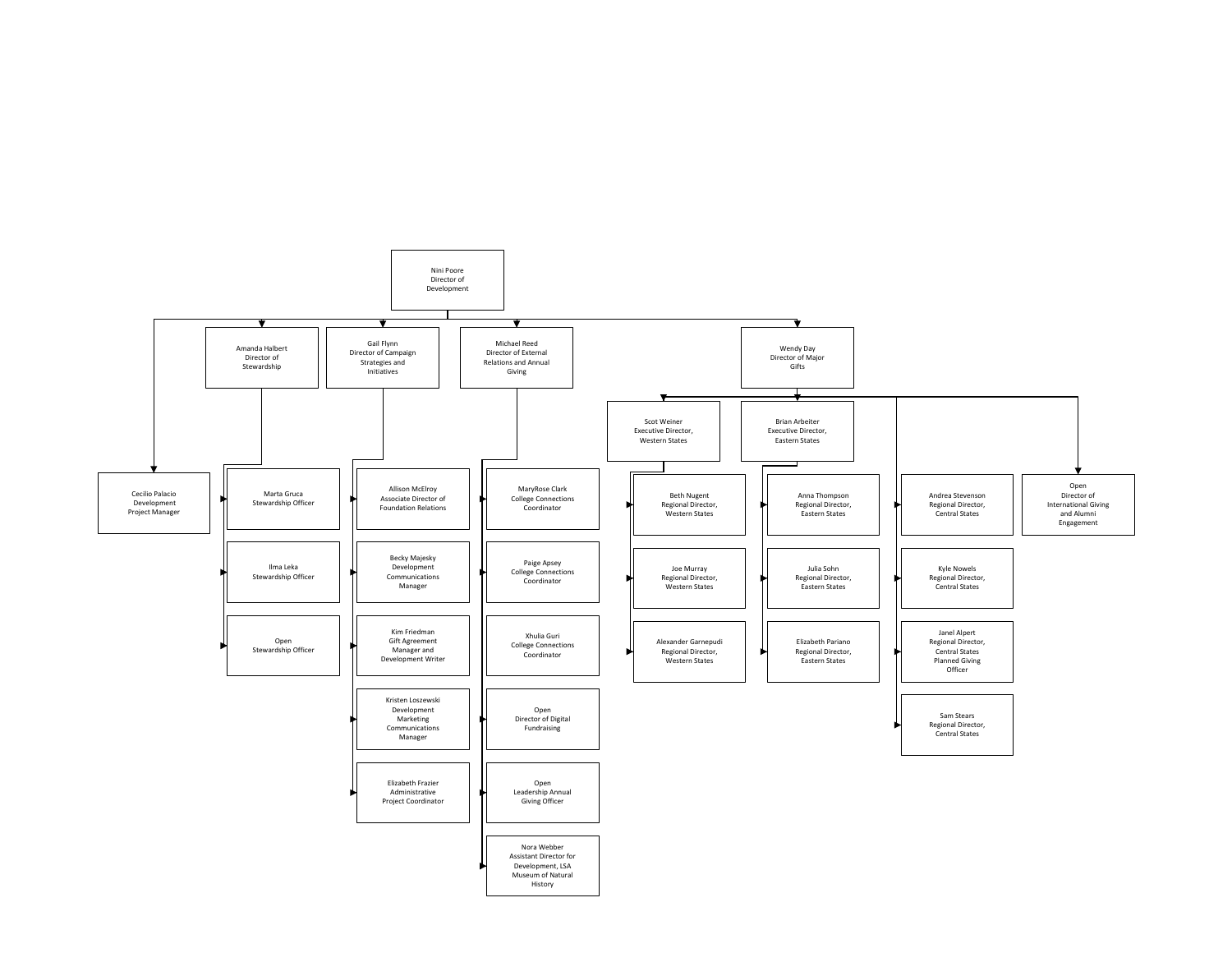- **Nini Poore**, Director of Development
  - **Cecilio Palacio**, Development Project Manager
  - **Amanda Halbert**, Director of Stewardship
    - Marta Gruca, Stewardship Officer
    - Ilma Leka, Stewardship Officer
    - Open, Stewardship Officer
  - **Gail Flynn**, Director of Campaign Strategies and Initiatives
    - Allison McElroy, Associate Director of Foundation Relations
    - Becky Majesky, Development Communications Manager
    - Kim Friedman, Gift Agreement Manager and Development Writer
    - Kristen Loszewski, Development Marketing Communications Manager
    - Elizabeth Frazier, Administrative Project Coordinator
  - **Michael Reed**, Director of External Relations and Annual Giving
    - MaryRose Clark, College Connections Coordinator
    - Paige Apsey, College Connections Coordinator
    - Xhulia Guri, College Connections Coordinator
    - Open, Director of Digital Fundraising
    - Open, Leadership Annual Giving Officer
    - Nora Webber, Assistant Director for Development, LSA Museum of Natural History
  - **Wendy Day**, Director of Major Gifts
    - **Scot Weiner**, Executive Director, Western States
      - Beth Nugent, Regional Director, Western States
      - Joe Murray, Regional Director, Western States
      - Alexander Garnepudi, Regional Director, Western States
    - **Brian Arbeiter**, Executive Director, Eastern States
      - Anna Thompson, Regional Director, Eastern States
      - Julia Sohn, Regional Director, Eastern States
      - Elizabeth Pariano, Regional Director, Eastern States
    - Andrea Stevenson, Regional Director, Central States
    - Kyle Nowels, Regional Director, Central States
    - Janel Alpert, Regional Director, Central States Planned Giving Officer
    - Sam Stears, Regional Director, Central States
    - Open, Director of International Giving and Alumni Engagement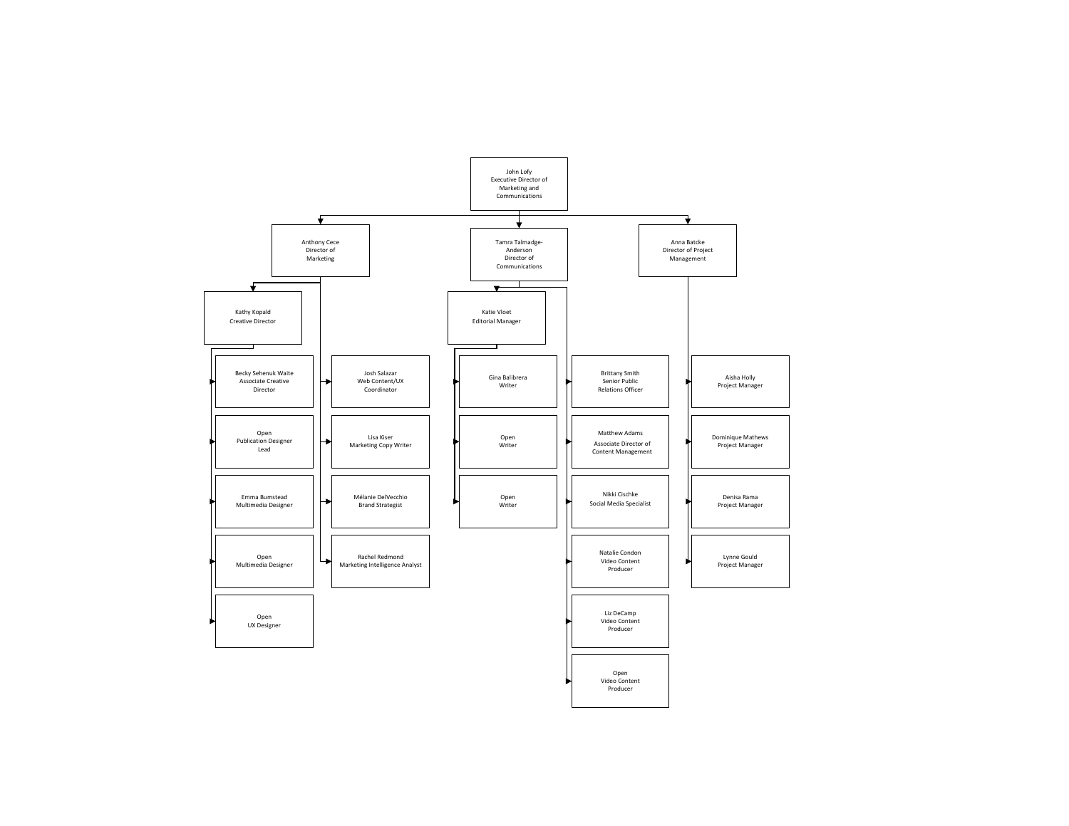- **John Lofy** — Executive Director of Marketing and Communications
  - **Anthony Cece** — Director of Marketing
    - **Kathy Kopald** — Creative Director
      - Becky Sehenuk Waite — Associate Creative Director
      - Open — Publication Designer Lead
      - Emma Bumstead — Multimedia Designer
      - Open — Multimedia Designer
      - Open — UX Designer
    - Josh Salazar — Web Content/UX Coordinator
    - Lisa Kiser — Marketing Copy Writer
    - Mélanie DelVecchio — Brand Strategist
    - Rachel Redmond — Marketing Intelligence Analyst
  - **Tamra Talmadge-Anderson** — Director of Communications
    - **Katie Vloet** — Editorial Manager
      - Gina Balibrera — Writer
      - Open — Writer
      - Open — Writer
    - Brittany Smith — Senior Public Relations Officer
    - Matthew Adams — Associate Director of Content Management
    - Nikki Cischke — Social Media Specialist
    - Natalie Condon — Video Content Producer
    - Liz DeCamp — Video Content Producer
    - Open — Video Content Producer
  - **Anna Batcke** — Director of Project Management
    - Aisha Holly — Project Manager
    - Dominique Mathews — Project Manager
    - Denisa Rama — Project Manager
    - Lynne Gould — Project Manager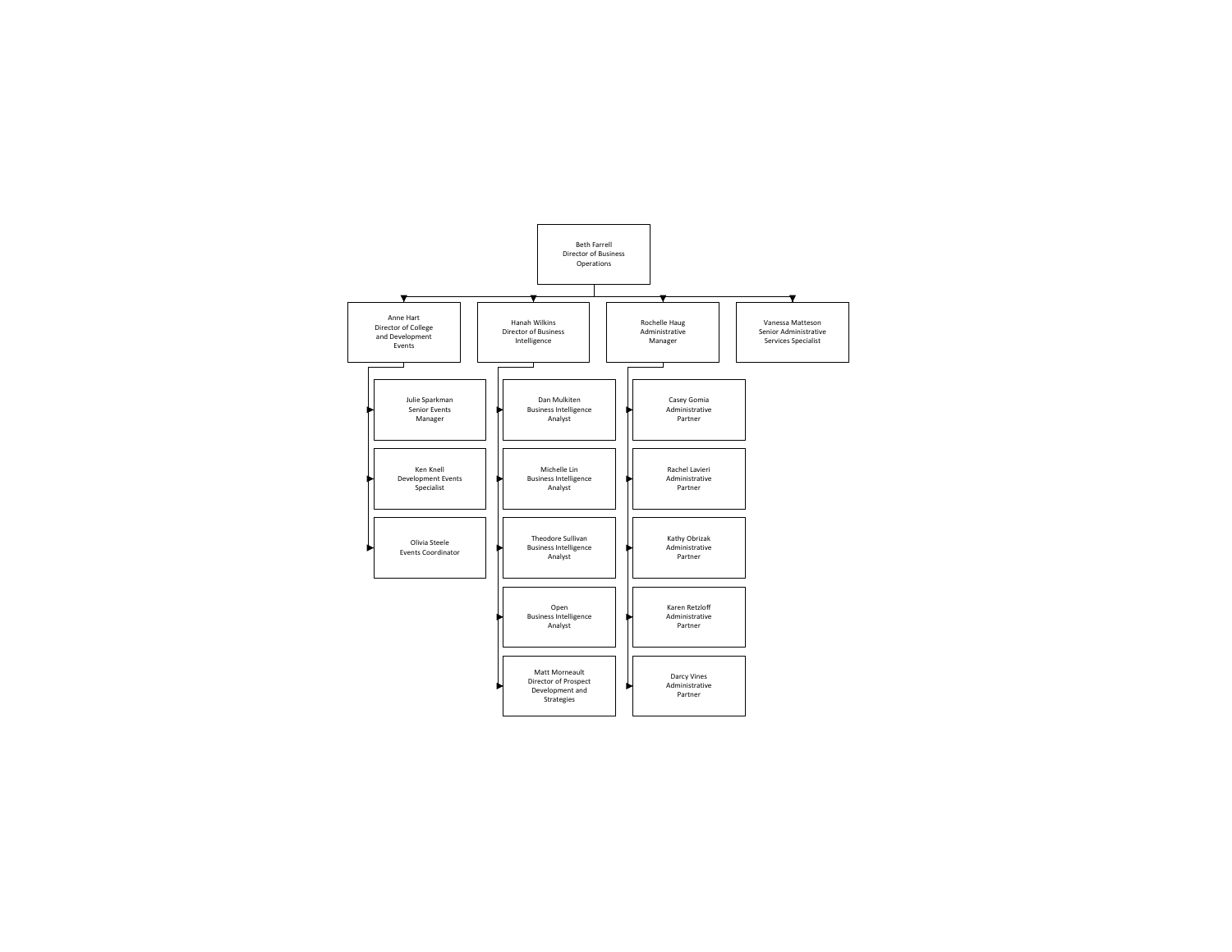Beth Farrell
Director of Business Operations

- Anne Hart
  Director of College and Development Events
  - Julie Sparkman
    Senior Events Manager
  - Ken Knell
    Development Events Specialist
  - Olivia Steele
    Events Coordinator
- Hanah Wilkins
  Director of Business Intelligence
  - Dan Mulkiten
    Business Intelligence Analyst
  - Michelle Lin
    Business Intelligence Analyst
  - Theodore Sullivan
    Business Intelligence Analyst
  - Open
    Business Intelligence Analyst
  - Matt Morneault
    Director of Prospect Development and Strategies
- Rochelle Haug
  Administrative Manager
  - Casey Gomia
    Administrative Partner
  - Rachel Lavieri
    Administrative Partner
  - Kathy Obrizak
    Administrative Partner
  - Karen Retzloff
    Administrative Partner
  - Darcy Vines
    Administrative Partner
- Vanessa Matteson
  Senior Administrative Services Specialist